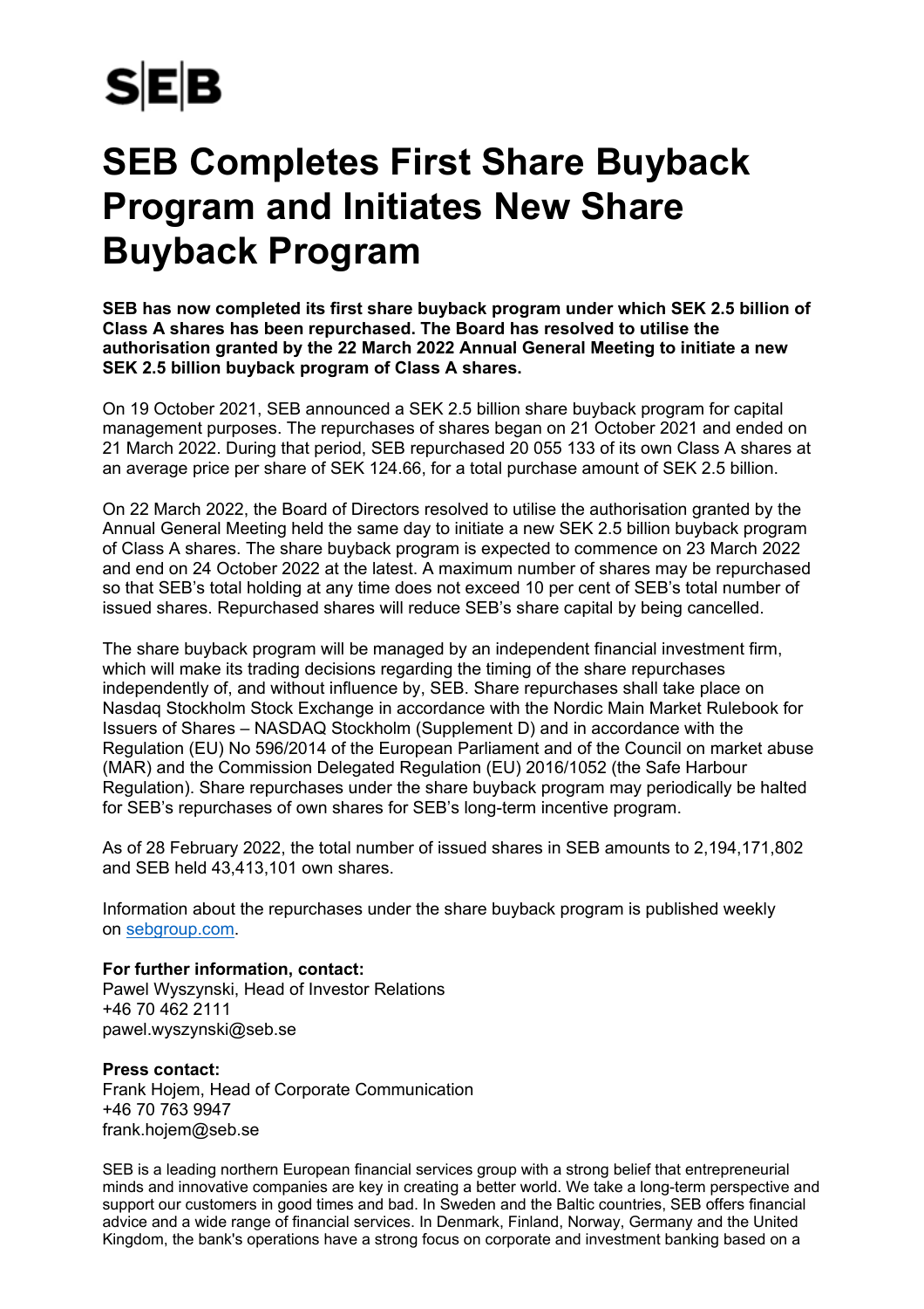SEB

# SEB Completes First Share Buyback Program and Initiates New Share Buyback Program

**SEB has now completed its first share buyback program under which SEK 2.5 billion of Class A shares has been repurchased. The Board has resolved to utilise the authorisation granted by the 22 March 2022 Annual General Meeting to initiate a new SEK 2.5 billion buyback program of Class A shares.**

On 19 October 2021, SEB announced a SEK 2.5 billion share buyback program for capital management purposes. The repurchases of shares began on 21 October 2021 and ended on 21 March 2022. During that period, SEB repurchased 20 055 133 of its own Class A shares at an average price per share of SEK 124.66, for a total purchase amount of SEK 2.5 billion.

On 22 March 2022, the Board of Directors resolved to utilise the authorisation granted by the Annual General Meeting held the same day to initiate a new SEK 2.5 billion buyback program of Class A shares. The share buyback program is expected to commence on 23 March 2022 and end on 24 October 2022 at the latest. A maximum number of shares may be repurchased so that SEB's total holding at any time does not exceed 10 per cent of SEB's total number of issued shares. Repurchased shares will reduce SEB's share capital by being cancelled.

The share buyback program will be managed by an independent financial investment firm, which will make its trading decisions regarding the timing of the share repurchases independently of, and without influence by, SEB. Share repurchases shall take place on Nasdaq Stockholm Stock Exchange in accordance with the Nordic Main Market Rulebook for Issuers of Shares – NASDAQ Stockholm (Supplement D) and in accordance with the Regulation (EU) No 596/2014 of the European Parliament and of the Council on market abuse (MAR) and the Commission Delegated Regulation (EU) 2016/1052 (the Safe Harbour Regulation). Share repurchases under the share buyback program may periodically be halted for SEB's repurchases of own shares for SEB's long-term incentive program.

As of 28 February 2022, the total number of issued shares in SEB amounts to 2,194,171,802 and SEB held 43,413,101 own shares.

Information about the repurchases under the share buyback program is published weekly on sebgroup.com.

**For further information, contact:**
Pawel Wyszynski, Head of Investor Relations
+46 70 462 2111
pawel.wyszynski@seb.se

**Press contact:**
Frank Hojem, Head of Corporate Communication
+46 70 763 9947
frank.hojem@seb.se

SEB is a leading northern European financial services group with a strong belief that entrepreneurial minds and innovative companies are key in creating a better world. We take a long-term perspective and support our customers in good times and bad. In Sweden and the Baltic countries, SEB offers financial advice and a wide range of financial services. In Denmark, Finland, Norway, Germany and the United Kingdom, the bank's operations have a strong focus on corporate and investment banking based on a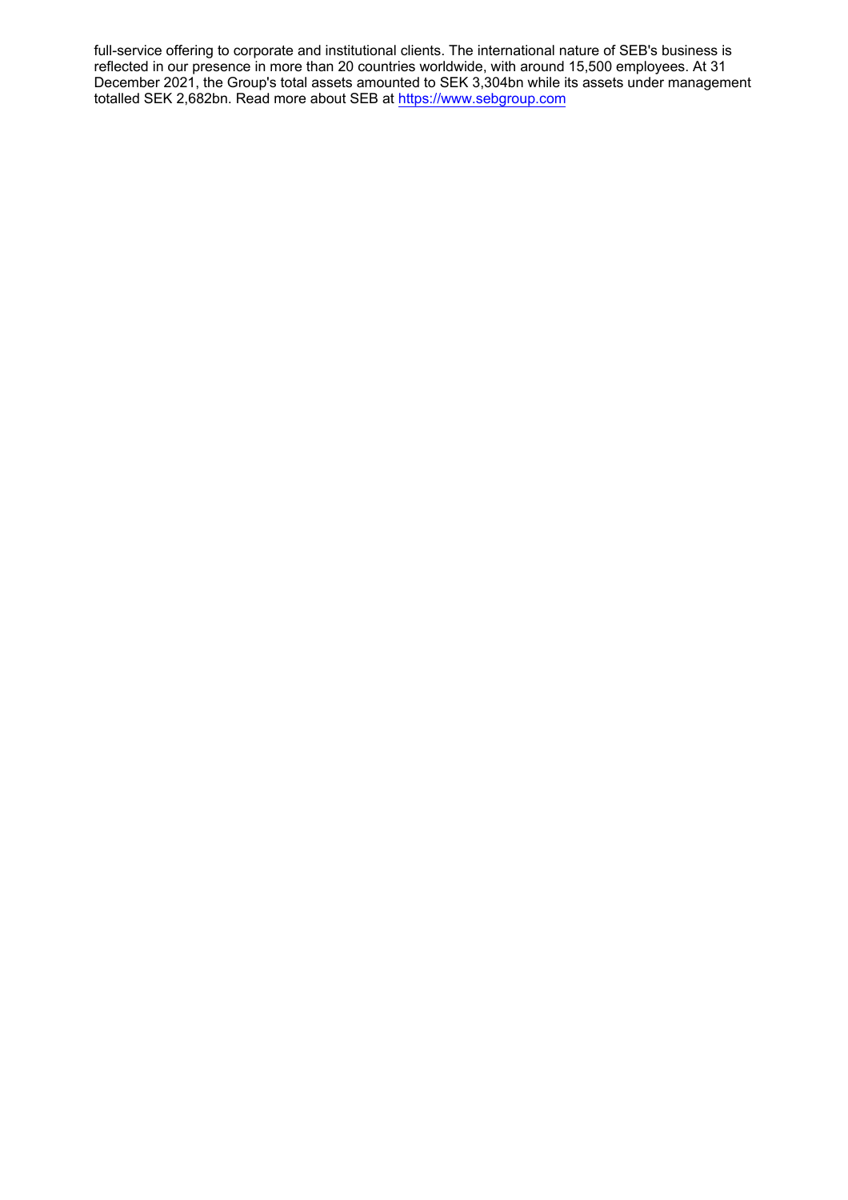full-service offering to corporate and institutional clients. The international nature of SEB's business is reflected in our presence in more than 20 countries worldwide, with around 15,500 employees. At 31 December 2021, the Group's total assets amounted to SEK 3,304bn while its assets under management totalled SEK 2,682bn. Read more about SEB at https://www.sebgroup.com